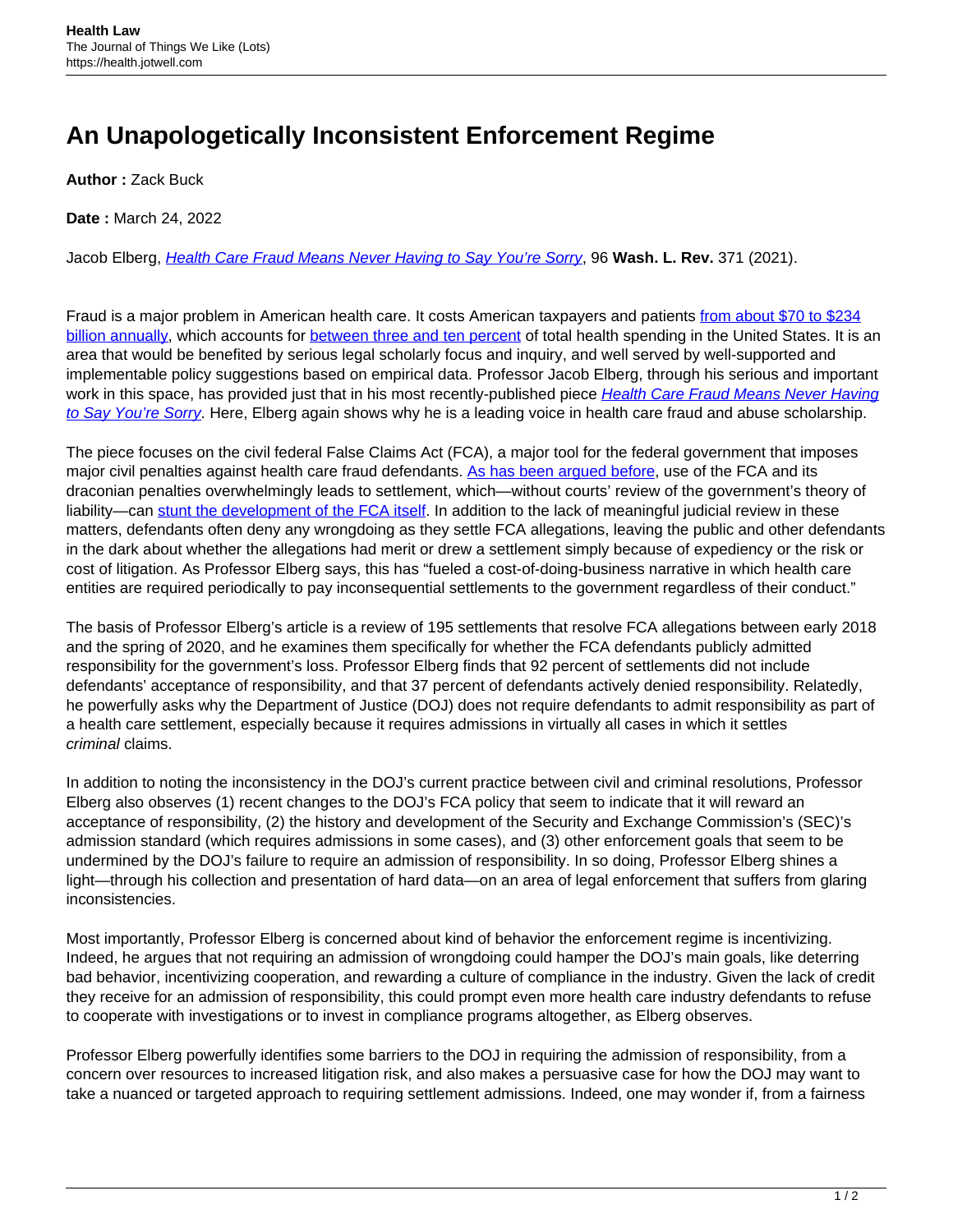# An Unapologetically Inconsistent Enforcement Regime

**Author :** Zack Buck

**Date :** March 24, 2022

Jacob Elberg, *Health Care Fraud Means Never Having to Say You're Sorry*, 96 **Wash. L. Rev.** 371 (2021).

Fraud is a major problem in American health care. It costs American taxpayers and patients from about $70 to $234 billion annually, which accounts for between three and ten percent of total health spending in the United States. It is an area that would be benefited by serious legal scholarly focus and inquiry, and well served by well-supported and implementable policy suggestions based on empirical data. Professor Jacob Elberg, through his serious and important work in this space, has provided just that in his most recently-published piece *Health Care Fraud Means Never Having to Say You're Sorry*. Here, Elberg again shows why he is a leading voice in health care fraud and abuse scholarship.

The piece focuses on the civil federal False Claims Act (FCA), a major tool for the federal government that imposes major civil penalties against health care fraud defendants. As has been argued before, use of the FCA and its draconian penalties overwhelmingly leads to settlement, which—without courts' review of the government's theory of liability—can stunt the development of the FCA itself. In addition to the lack of meaningful judicial review in these matters, defendants often deny any wrongdoing as they settle FCA allegations, leaving the public and other defendants in the dark about whether the allegations had merit or drew a settlement simply because of expediency or the risk or cost of litigation. As Professor Elberg says, this has "fueled a cost-of-doing-business narrative in which health care entities are required periodically to pay inconsequential settlements to the government regardless of their conduct."

The basis of Professor Elberg's article is a review of 195 settlements that resolve FCA allegations between early 2018 and the spring of 2020, and he examines them specifically for whether the FCA defendants publicly admitted responsibility for the government's loss. Professor Elberg finds that 92 percent of settlements did not include defendants' acceptance of responsibility, and that 37 percent of defendants actively denied responsibility. Relatedly, he powerfully asks why the Department of Justice (DOJ) does not require defendants to admit responsibility as part of a health care settlement, especially because it requires admissions in virtually all cases in which it settles *criminal* claims.

In addition to noting the inconsistency in the DOJ's current practice between civil and criminal resolutions, Professor Elberg also observes (1) recent changes to the DOJ's FCA policy that seem to indicate that it will reward an acceptance of responsibility, (2) the history and development of the Security and Exchange Commission's (SEC)'s admission standard (which requires admissions in some cases), and (3) other enforcement goals that seem to be undermined by the DOJ's failure to require an admission of responsibility. In so doing, Professor Elberg shines a light—through his collection and presentation of hard data—on an area of legal enforcement that suffers from glaring inconsistencies.

Most importantly, Professor Elberg is concerned about kind of behavior the enforcement regime is incentivizing. Indeed, he argues that not requiring an admission of wrongdoing could hamper the DOJ's main goals, like deterring bad behavior, incentivizing cooperation, and rewarding a culture of compliance in the industry. Given the lack of credit they receive for an admission of responsibility, this could prompt even more health care industry defendants to refuse to cooperate with investigations or to invest in compliance programs altogether, as Elberg observes.

Professor Elberg powerfully identifies some barriers to the DOJ in requiring the admission of responsibility, from a concern over resources to increased litigation risk, and also makes a persuasive case for how the DOJ may want to take a nuanced or targeted approach to requiring settlement admissions. Indeed, one may wonder if, from a fairness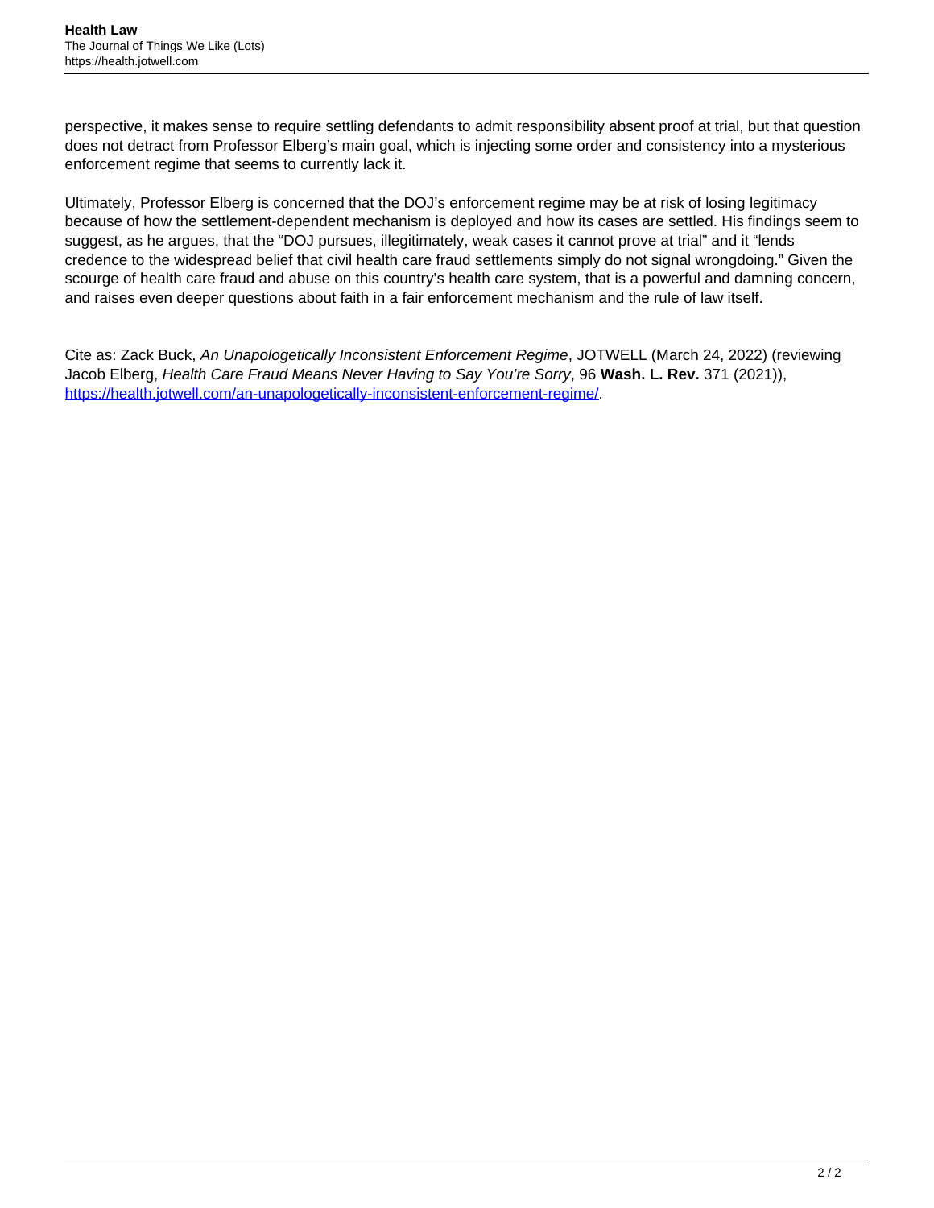perspective, it makes sense to require settling defendants to admit responsibility absent proof at trial, but that question does not detract from Professor Elberg's main goal, which is injecting some order and consistency into a mysterious enforcement regime that seems to currently lack it.

Ultimately, Professor Elberg is concerned that the DOJ's enforcement regime may be at risk of losing legitimacy because of how the settlement-dependent mechanism is deployed and how its cases are settled. His findings seem to suggest, as he argues, that the "DOJ pursues, illegitimately, weak cases it cannot prove at trial" and it "lends credence to the widespread belief that civil health care fraud settlements simply do not signal wrongdoing." Given the scourge of health care fraud and abuse on this country's health care system, that is a powerful and damning concern, and raises even deeper questions about faith in a fair enforcement mechanism and the rule of law itself.

Cite as: Zack Buck, *An Unapologetically Inconsistent Enforcement Regime*, JOTWELL (March 24, 2022) (reviewing Jacob Elberg, *Health Care Fraud Means Never Having to Say You're Sorry*, 96 **Wash. L. Rev.** 371 (2021)), [https://health.jotwell.com/an-unapologetically-inconsistent-enforcement-regime/](https://health.jotwell.com/an-unapologetically-inconsistent-enforcement-regime/).